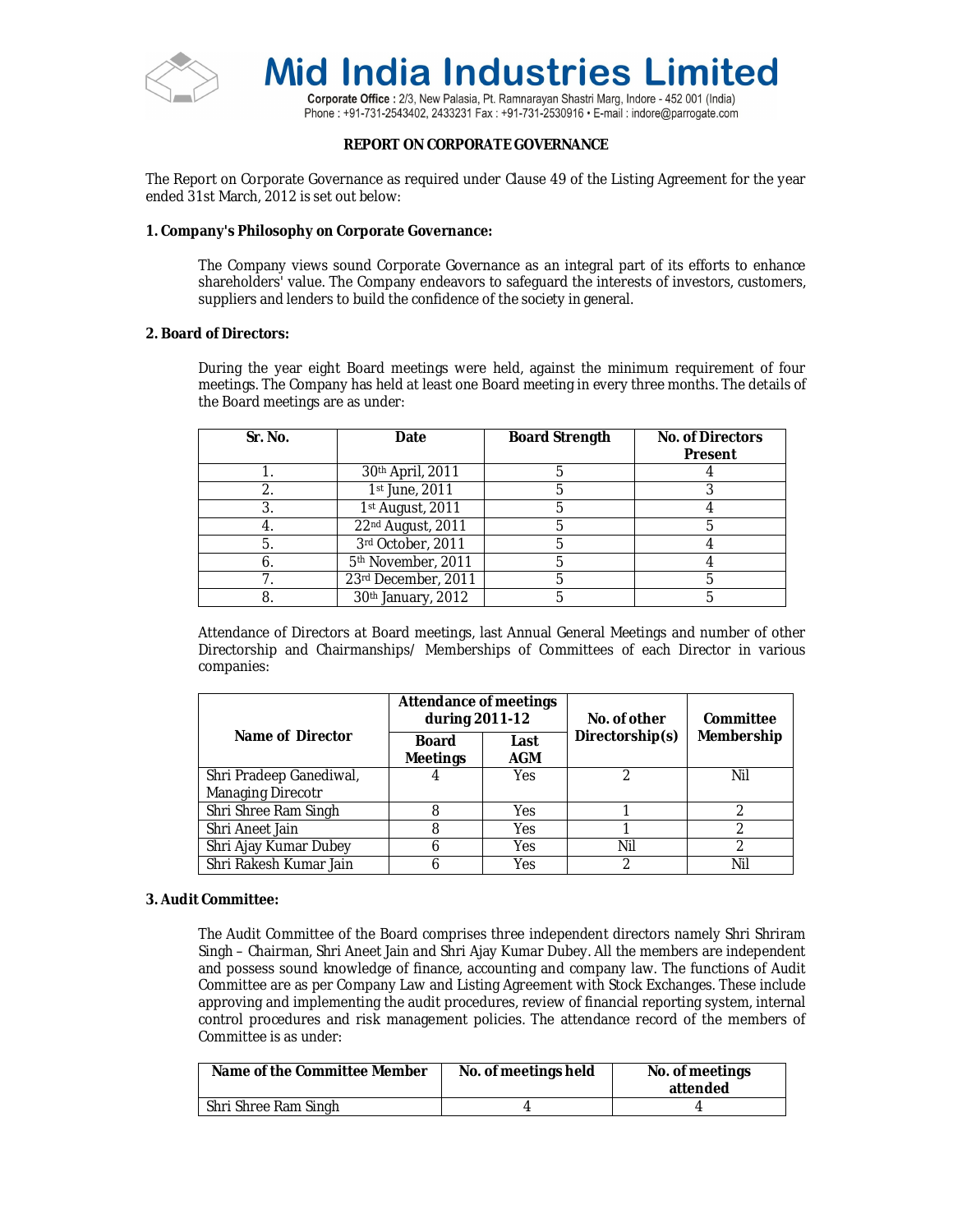# Mid India Industries Limited

Corporate Office : 2/3, New Palasia, Pt. Ramnarayan Shastri Marg, Indore - 452 001 (India)
Phone : +91-731-2543402, 2433231 Fax : +91-731-2530916 • E-mail : indore@parrogate.com

## REPORT ON CORPORATE GOVERNANCE

The Report on Corporate Governance as required under Clause 49 of the Listing Agreement for the year ended 31st March, 2012 is set out below:

### 1. Company's Philosophy on Corporate Governance:

The Company views sound Corporate Governance as an integral part of its efforts to enhance shareholders' value. The Company endeavors to safeguard the interests of investors, customers, suppliers and lenders to build the confidence of the society in general.

### 2. Board of Directors:

During the year eight Board meetings were held, against the minimum requirement of four meetings. The Company has held at least one Board meeting in every three months. The details of the Board meetings are as under:

| Sr. No. | Date | Board Strength | No. of Directors Present |
|---|---|---|---|
| 1. | 30th April, 2011 | 5 | 4 |
| 2. | 1st June, 2011 | 5 | 3 |
| 3. | 1st August, 2011 | 5 | 4 |
| 4. | 22nd August, 2011 | 5 | 5 |
| 5. | 3rd October, 2011 | 5 | 4 |
| 6. | 5th November, 2011 | 5 | 4 |
| 7. | 23rd December, 2011 | 5 | 5 |
| 8. | 30th January, 2012 | 5 | 5 |

Attendance of Directors at Board meetings, last Annual General Meetings and number of other Directorship and Chairmanships/ Memberships of Committees of each Director in various companies:

| Name of Director | Attendance of meetings during 2011-12 | | No. of other Directorship(s) | Committee Membership |
|---|---|---|---|---|
| | Board Meetings | Last AGM | | |
| Shri Pradeep Ganediwal, Managing Direcotr | 4 | Yes | 2 | Nil |
| Shri Shree Ram Singh | 8 | Yes | 1 | 2 |
| Shri Aneet Jain | 8 | Yes | 1 | 2 |
| Shri Ajay Kumar Dubey | 6 | Yes | Nil | 2 |
| Shri Rakesh Kumar Jain | 6 | Yes | 2 | Nil |

### 3. Audit Committee:

The Audit Committee of the Board comprises three independent directors namely Shri Shriram Singh – Chairman, Shri Aneet Jain and Shri Ajay Kumar Dubey. All the members are independent and possess sound knowledge of finance, accounting and company law. The functions of Audit Committee are as per Company Law and Listing Agreement with Stock Exchanges. These include approving and implementing the audit procedures, review of financial reporting system, internal control procedures and risk management policies. The attendance record of the members of Committee is as under:

| Name of the Committee Member | No. of meetings held | No. of meetings attended |
|---|---|---|
| Shri Shree Ram Singh | 4 | 4 |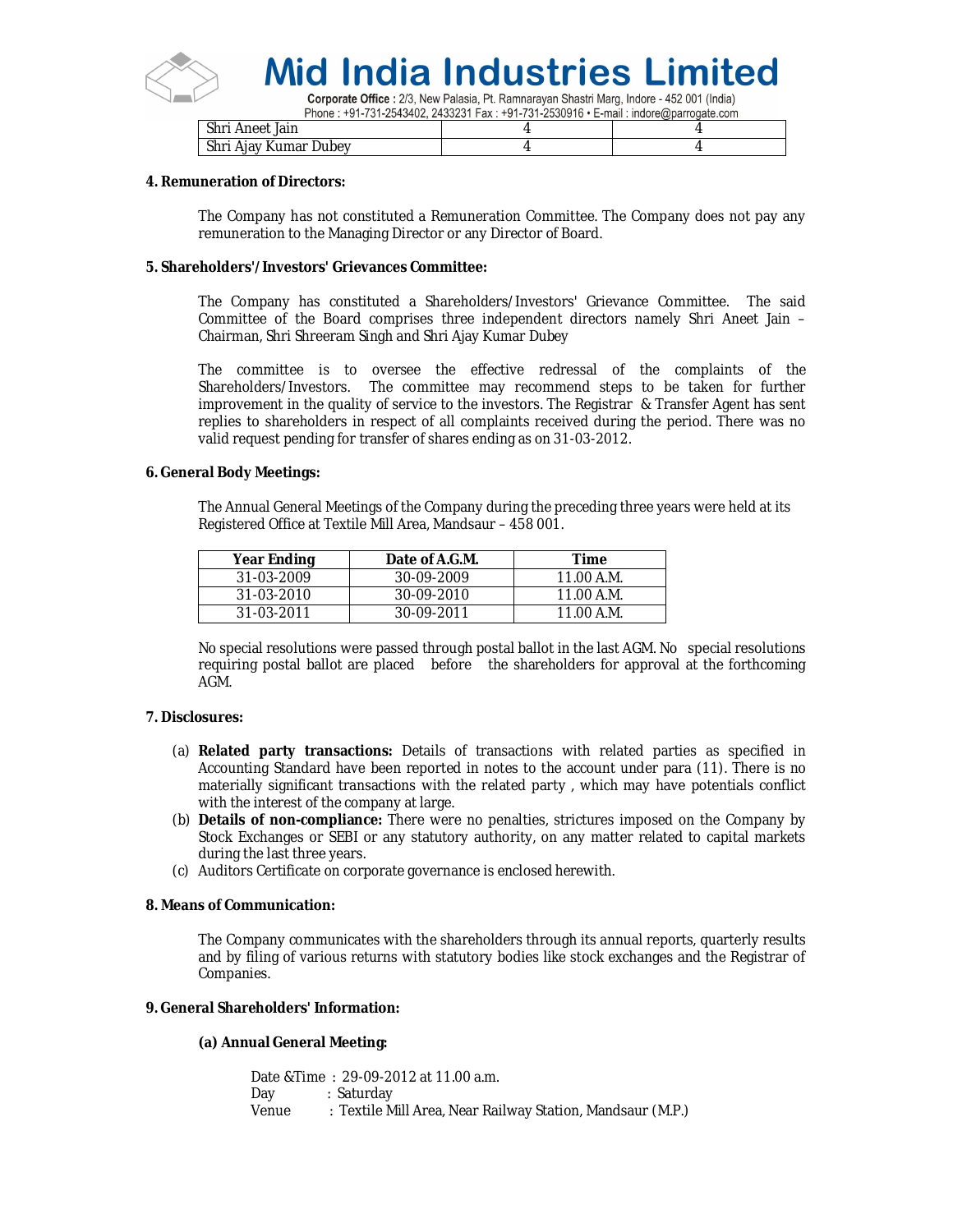| Shri Aneet Jain | 4 | 4 |
|---|---|---|
| Shri Ajay Kumar Dubey | 4 | 4 |

**4. Remuneration of Directors:**

The Company has not constituted a Remuneration Committee. The Company does not pay any remuneration to the Managing Director or any Director of Board.

**5. Shareholders'/Investors' Grievances Committee:**

The Company has constituted a Shareholders/Investors' Grievance Committee. The said Committee of the Board comprises three independent directors namely Shri Aneet Jain – Chairman, Shri Shreeram Singh and Shri Ajay Kumar Dubey

The committee is to oversee the effective redressal of the complaints of the Shareholders/Investors. The committee may recommend steps to be taken for further improvement in the quality of service to the investors. The Registrar & Transfer Agent has sent replies to shareholders in respect of all complaints received during the period. There was no valid request pending for transfer of shares ending as on 31-03-2012.

**6. General Body Meetings:**

The Annual General Meetings of the Company during the preceding three years were held at its Registered Office at Textile Mill Area, Mandsaur – 458 001.

| Year Ending | Date of A.G.M. | Time |
|---|---|---|
| 31-03-2009 | 30-09-2009 | 11.00 A.M. |
| 31-03-2010 | 30-09-2010 | 11.00 A.M. |
| 31-03-2011 | 30-09-2011 | 11.00 A.M. |

No special resolutions were passed through postal ballot in the last AGM. No special resolutions requiring postal ballot are placed before the shareholders for approval at the forthcoming AGM.

**7. Disclosures:**

(a) **Related party transactions:** Details of transactions with related parties as specified in Accounting Standard have been reported in notes to the account under para (11). There is no materially significant transactions with the related party , which may have potentials conflict with the interest of the company at large.

(b) **Details of non-compliance:** There were no penalties, strictures imposed on the Company by Stock Exchanges or SEBI or any statutory authority, on any matter related to capital markets during the last three years.

(c) Auditors Certificate on corporate governance is enclosed herewith.

**8. Means of Communication:**

The Company communicates with the shareholders through its annual reports, quarterly results and by filing of various returns with statutory bodies like stock exchanges and the Registrar of Companies.

**9. General Shareholders' Information:**

**(a) Annual General Meeting:**

Date &Time : 29-09-2012 at 11.00 a.m.
Day : Saturday
Venue : Textile Mill Area, Near Railway Station, Mandsaur (M.P.)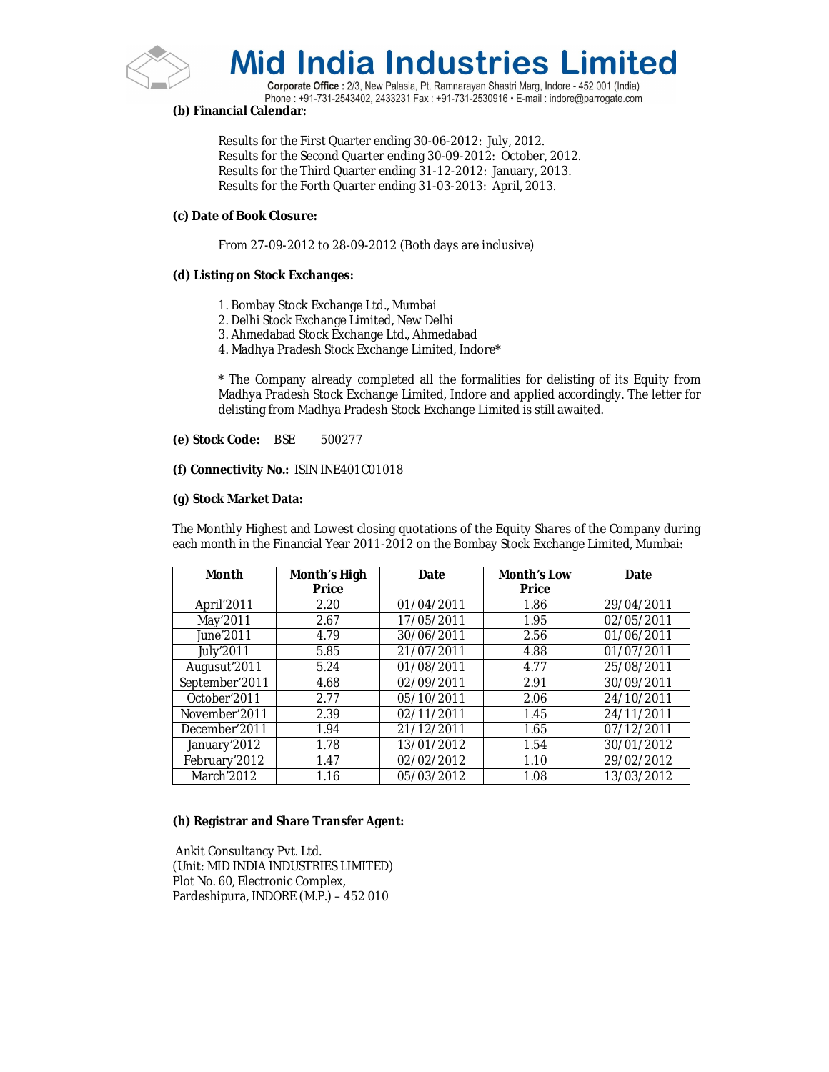**(b) Financial Calendar:**

Results for the First Quarter ending 30-06-2012: July, 2012.
Results for the Second Quarter ending 30-09-2012: October, 2012.
Results for the Third Quarter ending 31-12-2012: January, 2013.
Results for the Forth Quarter ending 31-03-2013: April, 2013.

**(c) Date of Book Closure:**

From 27-09-2012 to 28-09-2012 (Both days are inclusive)

**(d) Listing on Stock Exchanges:**

1. Bombay Stock Exchange Ltd., Mumbai
2. Delhi Stock Exchange Limited, New Delhi
3. Ahmedabad Stock Exchange Ltd., Ahmedabad
4. Madhya Pradesh Stock Exchange Limited, Indore*

* The Company already completed all the formalities for delisting of its Equity from Madhya Pradesh Stock Exchange Limited, Indore and applied accordingly. The letter for delisting from Madhya Pradesh Stock Exchange Limited is still awaited.

**(e) Stock Code:** BSE 500277

**(f) Connectivity No.:** ISIN INE401C01018

**(g) Stock Market Data:**

The Monthly Highest and Lowest closing quotations of the Equity Shares of the Company during each month in the Financial Year 2011-2012 on the Bombay Stock Exchange Limited, Mumbai:

| Month | Month's High Price | Date | Month's Low Price | Date |
|---|---|---|---|---|
| April'2011 | 2.20 | 01/04/2011 | 1.86 | 29/04/2011 |
| May'2011 | 2.67 | 17/05/2011 | 1.95 | 02/05/2011 |
| June'2011 | 4.79 | 30/06/2011 | 2.56 | 01/06/2011 |
| July'2011 | 5.85 | 21/07/2011 | 4.88 | 01/07/2011 |
| Augusut'2011 | 5.24 | 01/08/2011 | 4.77 | 25/08/2011 |
| September'2011 | 4.68 | 02/09/2011 | 2.91 | 30/09/2011 |
| October'2011 | 2.77 | 05/10/2011 | 2.06 | 24/10/2011 |
| November'2011 | 2.39 | 02/11/2011 | 1.45 | 24/11/2011 |
| December'2011 | 1.94 | 21/12/2011 | 1.65 | 07/12/2011 |
| January'2012 | 1.78 | 13/01/2012 | 1.54 | 30/01/2012 |
| February'2012 | 1.47 | 02/02/2012 | 1.10 | 29/02/2012 |
| March'2012 | 1.16 | 05/03/2012 | 1.08 | 13/03/2012 |

**(h) Registrar and Share Transfer Agent:**

Ankit Consultancy Pvt. Ltd.
(Unit: MID INDIA INDUSTRIES LIMITED)
Plot No. 60, Electronic Complex,
Pardeshipura, INDORE (M.P.) – 452 010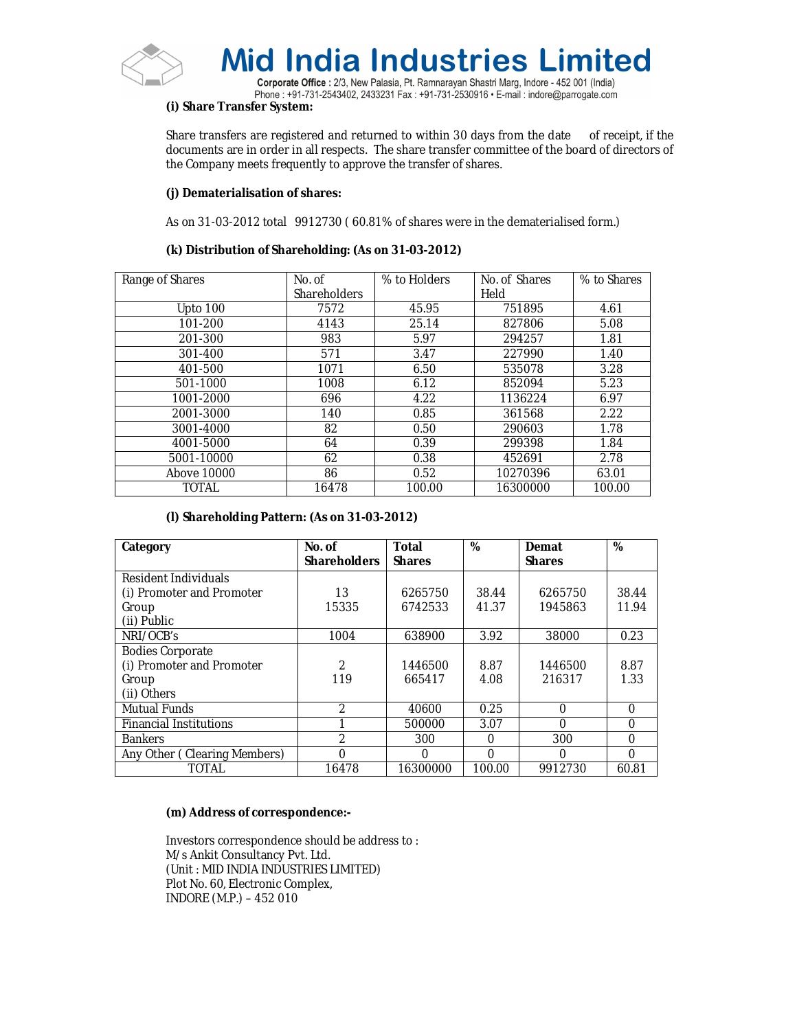**(i) Share Transfer System:**

Share transfers are registered and returned to within 30 days from the date of receipt, if the documents are in order in all respects. The share transfer committee of the board of directors of the Company meets frequently to approve the transfer of shares.

**(j) Dematerialisation of shares:**

As on 31-03-2012 total 9912730 ( 60.81% of shares were in the dematerialised form.)

**(k) Distribution of Shareholding: (As on 31-03-2012)**

| Range of Shares | No. of Shareholders | % to Holders | No. of Shares Held | % to Shares |
|---|---|---|---|---|
| Upto 100 | 7572 | 45.95 | 751895 | 4.61 |
| 101-200 | 4143 | 25.14 | 827806 | 5.08 |
| 201-300 | 983 | 5.97 | 294257 | 1.81 |
| 301-400 | 571 | 3.47 | 227990 | 1.40 |
| 401-500 | 1071 | 6.50 | 535078 | 3.28 |
| 501-1000 | 1008 | 6.12 | 852094 | 5.23 |
| 1001-2000 | 696 | 4.22 | 1136224 | 6.97 |
| 2001-3000 | 140 | 0.85 | 361568 | 2.22 |
| 3001-4000 | 82 | 0.50 | 290603 | 1.78 |
| 4001-5000 | 64 | 0.39 | 299398 | 1.84 |
| 5001-10000 | 62 | 0.38 | 452691 | 2.78 |
| Above 10000 | 86 | 0.52 | 10270396 | 63.01 |
| TOTAL | 16478 | 100.00 | 16300000 | 100.00 |

**(l) Shareholding Pattern: (As on 31-03-2012)**

| Category | No. of Shareholders | Total Shares | % | Demat Shares | % |
|---|---|---|---|---|---|
| Resident Individuals | | | | | |
| (i) Promoter and Promoter Group | 13 | 6265750 | 38.44 | 6265750 | 38.44 |
| (ii) Public | 15335 | 6742533 | 41.37 | 1945863 | 11.94 |
| NRI/OCB's | 1004 | 638900 | 3.92 | 38000 | 0.23 |
| Bodies Corporate | | | | | |
| (i) Promoter and Promoter Group | 2 | 1446500 | 8.87 | 1446500 | 8.87 |
| (ii) Others | 119 | 665417 | 4.08 | 216317 | 1.33 |
| Mutual Funds | 2 | 40600 | 0.25 | 0 | 0 |
| Financial Institutions | 1 | 500000 | 3.07 | 0 | 0 |
| Bankers | 2 | 300 | 0 | 300 | 0 |
| Any Other ( Clearing Members) | 0 | 0 | 0 | 0 | 0 |
| TOTAL | 16478 | 16300000 | 100.00 | 9912730 | 60.81 |

**(m) Address of correspondence:-**

Investors correspondence should be address to :
M/s Ankit Consultancy Pvt. Ltd.
(Unit : MID INDIA INDUSTRIES LIMITED)
Plot No. 60, Electronic Complex,
INDORE (M.P.) – 452 010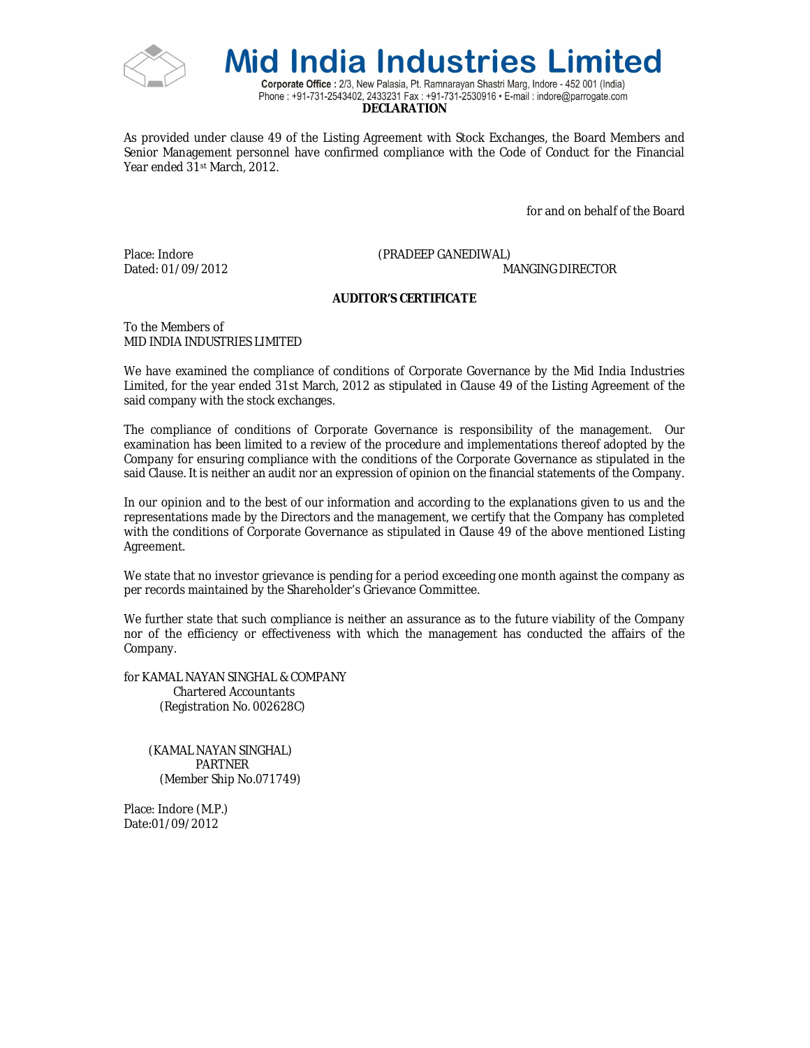# Mid India Industries Limited

**Corporate Office :** 2/3, New Palasia, Pt. Ramnarayan Shastri Marg, Indore - 452 001 (India)
Phone : +91-731-2543402, 2433231 Fax : +91-731-2530916 • E-mail : indore@parrogate.com

## DECLARATION

As provided under clause 49 of the Listing Agreement with Stock Exchanges, the Board Members and Senior Management personnel have confirmed compliance with the Code of Conduct for the Financial Year ended 31st March, 2012.

for and on behalf of the Board

Place: Indore
Dated: 01/09/2012

(PRADEEP GANEDIWAL)
MANGING DIRECTOR

## AUDITOR'S CERTIFICATE

To the Members of
MID INDIA INDUSTRIES LIMITED

We have examined the compliance of conditions of Corporate Governance by the Mid India Industries Limited, for the year ended 31st March, 2012 as stipulated in Clause 49 of the Listing Agreement of the said company with the stock exchanges.

The compliance of conditions of Corporate Governance is responsibility of the management. Our examination has been limited to a review of the procedure and implementations thereof adopted by the Company for ensuring compliance with the conditions of the Corporate Governance as stipulated in the said Clause. It is neither an audit nor an expression of opinion on the financial statements of the Company.

In our opinion and to the best of our information and according to the explanations given to us and the representations made by the Directors and the management, we certify that the Company has completed with the conditions of Corporate Governance as stipulated in Clause 49 of the above mentioned Listing Agreement.

We state that no investor grievance is pending for a period exceeding one month against the company as per records maintained by the Shareholder's Grievance Committee.

We further state that such compliance is neither an assurance as to the future viability of the Company nor of the efficiency or effectiveness with which the management has conducted the affairs of the Company.

for KAMAL NAYAN SINGHAL & COMPANY
Chartered Accountants
(Registration No. 002628C)

(KAMAL NAYAN SINGHAL)
PARTNER
(Member Ship No.071749)

Place: Indore (M.P.)
Date:01/09/2012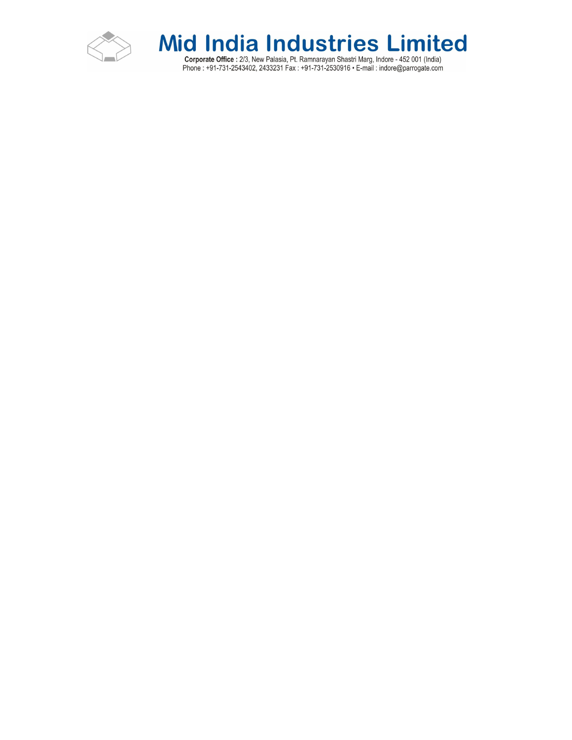# Mid India Industries Limited

**Corporate Office :** 2/3, New Palasia, Pt. Ramnarayan Shastri Marg, Indore - 452 001 (India)
Phone : +91-731-2543402, 2433231 Fax : +91-731-2530916 • E-mail : indore@parrogate.com